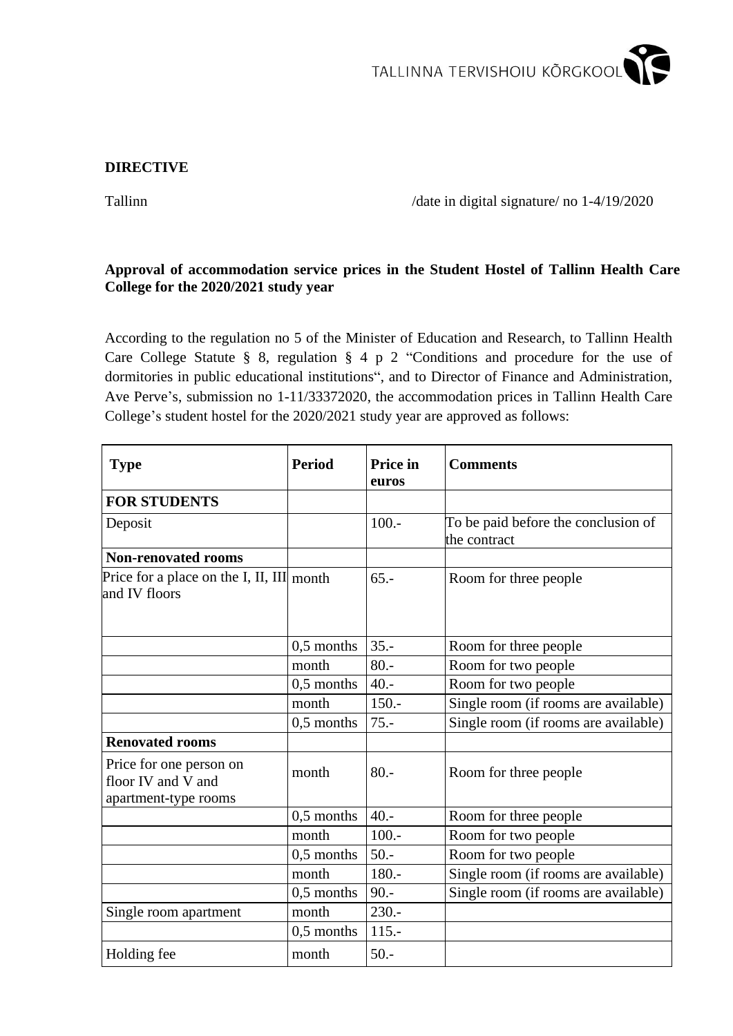TALLINNA TERVISHOIU KÕRGKOOL

**DIRECTIVE**

Tallinn /date in digital signature/ no 1-4/19/2020

**Approval of accommodation service prices in the Student Hostel of Tallinn Health Care College for the 2020/2021 study year**

According to the regulation no 5 of the Minister of Education and Research, to Tallinn Health Care College Statute § 8, regulation § 4 p 2 "Conditions and procedure for the use of dormitories in public educational institutions", and to Director of Finance and Administration, Ave Perve's, submission no 1-11/33372020, the accommodation prices in Tallinn Health Care College's student hostel for the 2020/2021 study year are approved as follows:

| Type | Period | Price in euros | Comments |
|---|---|---|---|
| **FOR STUDENTS** | | | |
| Deposit | | 100.- | To be paid before the conclusion of the contract |
| **Non-renovated rooms** | | | |
| Price for a place on the I, II, III and IV floors | month | 65.- | Room for three people |
| | 0,5 months | 35.- | Room for three people |
| | month | 80.- | Room for two people |
| | 0,5 months | 40.- | Room for two people |
| | month | 150.- | Single room (if rooms are available) |
| | 0,5 months | 75.- | Single room (if rooms are available) |
| **Renovated rooms** | | | |
| Price for one person on floor IV and V and apartment-type rooms | month | 80.- | Room for three people |
| | 0,5 months | 40.- | Room for three people |
| | month | 100.- | Room for two people |
| | 0,5 months | 50.- | Room for two people |
| | month | 180.- | Single room (if rooms are available) |
| | 0,5 months | 90.- | Single room (if rooms are available) |
| Single room apartment | month | 230.- | |
| | 0,5 months | 115.- | |
| Holding fee | month | 50.- | |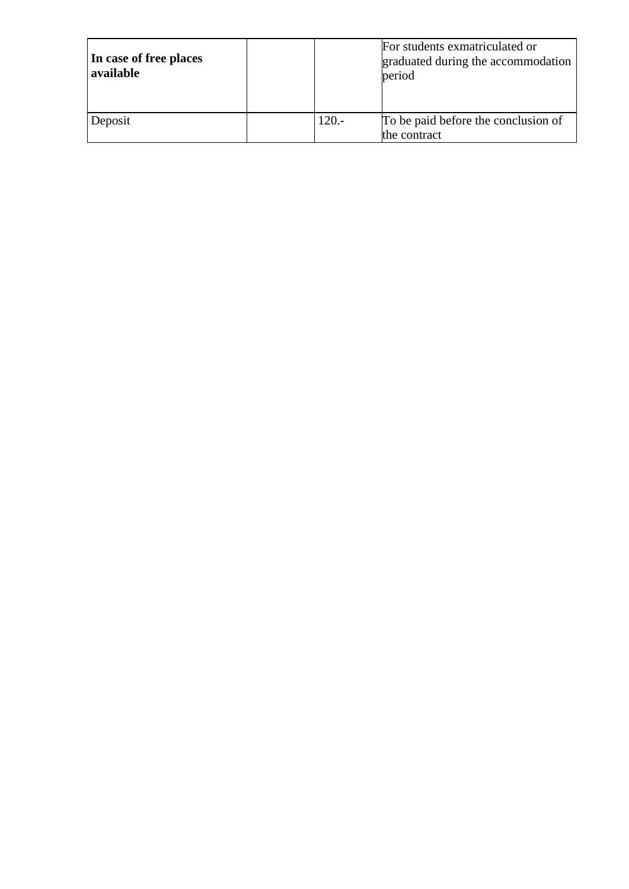| | | | |
|---|---|---|---|
| **In case of free places available** | | | For students exmatriculated or graduated during the accommodation period |
| Deposit | | 120.- | To be paid before the conclusion of the contract |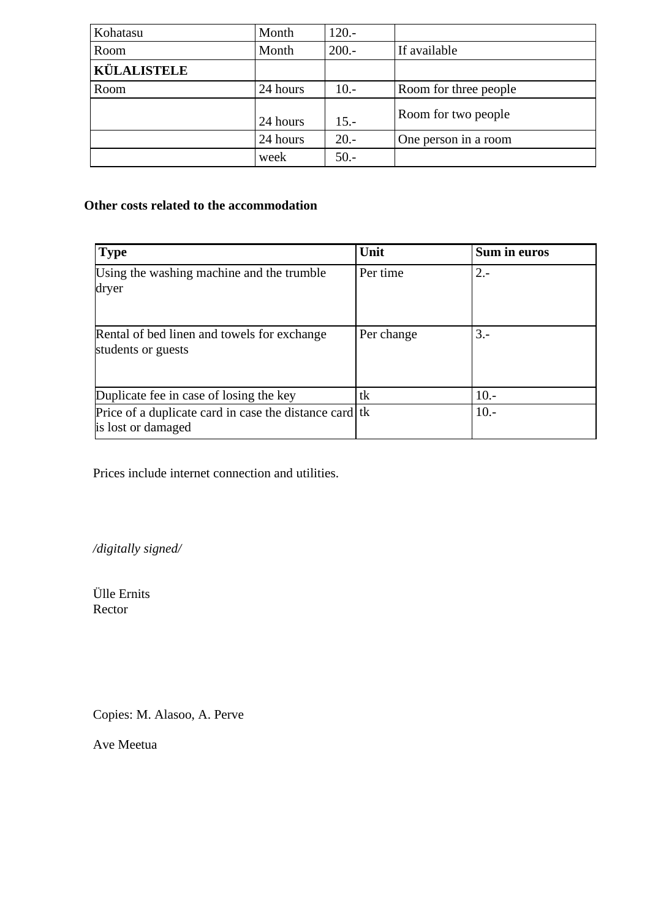| | | | |
|---|---|---|---|
| Kohatasu | Month | 120.- | |
| Room | Month | 200.- | If available |
| **KÜLALISTELE** | | | |
| Room | 24 hours | 10.- | Room for three people |
| | 24 hours | 15.- | Room for two people |
| | 24 hours | 20.- | One person in a room |
| | week | 50.- | |

**Other costs related to the accommodation**

| **Type** | **Unit** | **Sum in euros** |
|---|---|---|
| Using the washing machine and the trumble dryer | Per time | 2.- |
| Rental of bed linen and towels for exchange students or guests | Per change | 3.- |
| Duplicate fee in case of losing the key | tk | 10.- |
| Price of a duplicate card in case the distance card is lost or damaged | tk | 10.- |

Prices include internet connection and utilities.

*/digitally signed/*

Ülle Ernits
Rector

Copies: M. Alasoo, A. Perve

Ave Meetua